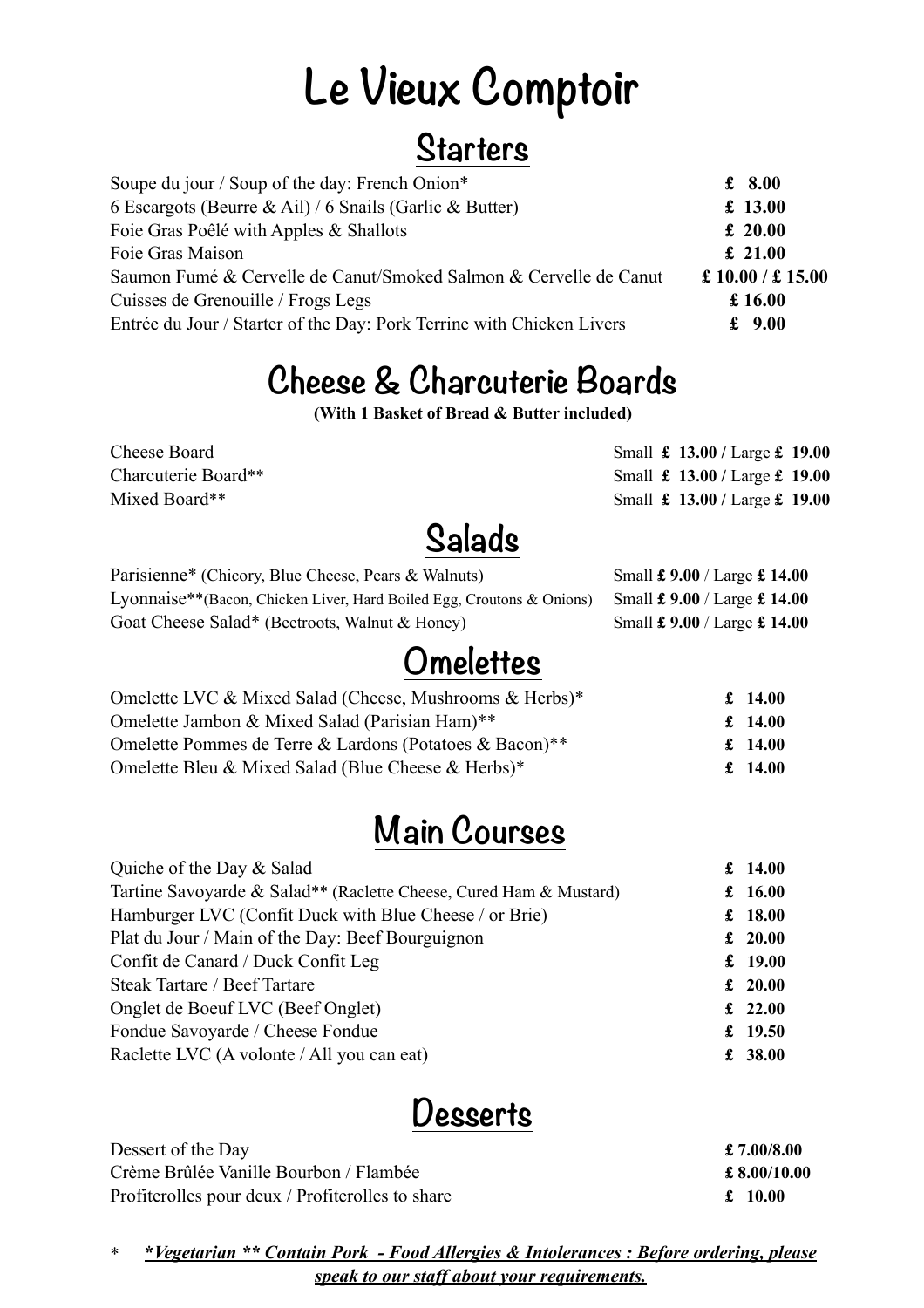# Le Vieux Comptoir

## Starters

| | |
|---|---|
| Soupe du jour / Soup of the day: French Onion* | £ 8.00 |
| 6 Escargots (Beurre & Ail) / 6 Snails (Garlic & Butter) | £ 13.00 |
| Foie Gras Poêlé with Apples & Shallots | £ 20.00 |
| Foie Gras Maison | £ 21.00 |
| Saumon Fumé & Cervelle de Canut/Smoked Salmon & Cervelle de Canut | £ 10.00 / £ 15.00 |
| Cuisses de Grenouille / Frogs Legs | £ 16.00 |
| Entrée du Jour / Starter of the Day: Pork Terrine with Chicken Livers | £ 9.00 |

## Cheese & Charcuterie Boards

**(With 1 Basket of Bread & Butter included)**

| | |
|---|---|
| Cheese Board | Small **£ 13.00 /** Large **£ 19.00** |
| Charcuterie Board** | Small **£ 13.00 /** Large **£ 19.00** |
| Mixed Board** | Small **£ 13.00 /** Large **£ 19.00** |

## Salads

| | |
|---|---|
| Parisienne* (Chicory, Blue Cheese, Pears & Walnuts) | Small **£ 9.00** / Large **£ 14.00** |
| Lyonnaise**(Bacon, Chicken Liver, Hard Boiled Egg, Croutons & Onions) | Small **£ 9.00** / Large **£ 14.00** |
| Goat Cheese Salad* (Beetroots, Walnut & Honey) | Small **£ 9.00** / Large **£ 14.00** |

## Omelettes

| | |
|---|---|
| Omelette LVC & Mixed Salad (Cheese, Mushrooms & Herbs)* | £ 14.00 |
| Omelette Jambon & Mixed Salad (Parisian Ham)** | £ 14.00 |
| Omelette Pommes de Terre & Lardons (Potatoes & Bacon)** | £ 14.00 |
| Omelette Bleu & Mixed Salad (Blue Cheese & Herbs)* | £ 14.00 |

## Main Courses

| | |
|---|---|
| Quiche of the Day & Salad | £ 14.00 |
| Tartine Savoyarde & Salad** (Raclette Cheese, Cured Ham & Mustard) | £ 16.00 |
| Hamburger LVC (Confit Duck with Blue Cheese / or Brie) | £ 18.00 |
| Plat du Jour / Main of the Day: Beef Bourguignon | £ 20.00 |
| Confit de Canard / Duck Confit Leg | £ 19.00 |
| Steak Tartare / Beef Tartare | £ 20.00 |
| Onglet de Boeuf LVC (Beef Onglet) | £ 22.00 |
| Fondue Savoyarde / Cheese Fondue | £ 19.50 |
| Raclette LVC (A volonte / All you can eat) | £ 38.00 |

## Desserts

| | |
|---|---|
| Dessert of the Day | £ 7.00/8.00 |
| Crème Brûlée Vanille Bourbon / Flambée | £ 8.00/10.00 |
| Profiterolles pour deux / Profiterolles to share | £ 10.00 |

\* ***Vegetarian ** Contain Pork - Food Allergies & Intolerances : Before ordering, please speak to our staff about your requirements.***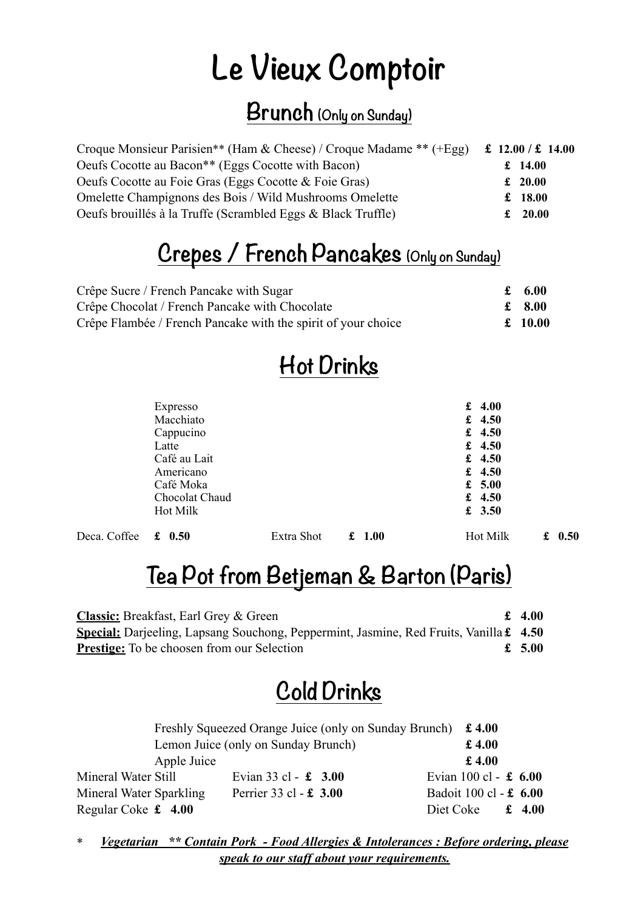# Le Vieux Comptoir

## Brunch (Only on Sunday)

| | |
|---|---|
| Croque Monsieur Parisien** (Ham & Cheese) / Croque Madame ** (+Egg) | **£ 12.00 / £ 14.00** |
| Oeufs Cocotte au Bacon** (Eggs Cocotte with Bacon) | **£ 14.00** |
| Oeufs Cocotte au Foie Gras (Eggs Cocotte & Foie Gras) | **£ 20.00** |
| Omelette Champignons des Bois / Wild Mushrooms Omelette | **£ 18.00** |
| Oeufs brouillés à la Truffe (Scrambled Eggs & Black Truffle) | **£ 20.00** |

## Crepes / French Pancakes (Only on Sunday)

| | |
|---|---|
| Crêpe Sucre / French Pancake with Sugar | **£ 6.00** |
| Crêpe Chocolat / French Pancake with Chocolate | **£ 8.00** |
| Crêpe Flambée / French Pancake with the spirit of your choice | **£ 10.00** |

## Hot Drinks

| | |
|---|---|
| Expresso | **£ 4.00** |
| Macchiato | **£ 4.50** |
| Cappucino | **£ 4.50** |
| Latte | **£ 4.50** |
| Café au Lait | **£ 4.50** |
| Americano | **£ 4.50** |
| Café Moka | **£ 5.00** |
| Chocolat Chaud | **£ 4.50** |
| Hot Milk | **£ 3.50** |

Deca. Coffee **£ 0.50** Extra Shot **£ 1.00** Hot Milk **£ 0.50**

## Tea Pot from Betjeman & Barton (Paris)

| | |
|---|---|
| **Classic:** Breakfast, Earl Grey & Green | **£ 4.00** |
| **Special:** Darjeeling, Lapsang Souchong, Peppermint, Jasmine, Red Fruits, Vanilla | **£ 4.50** |
| **Prestige:** To be choosen from our Selection | **£ 5.00** |

## Cold Drinks

| | |
|---|---|
| Freshly Squeezed Orange Juice (only on Sunday Brunch) | **£ 4.00** |
| Lemon Juice (only on Sunday Brunch) | **£ 4.00** |
| Apple Juice | **£ 4.00** |

| | | |
|---|---|---|
| Mineral Water Still | Evian 33 cl - **£ 3.00** | Evian 100 cl - **£ 6.00** |
| Mineral Water Sparkling | Perrier 33 cl - **£ 3.00** | Badoit 100 cl - **£ 6.00** |
| Regular Coke **£ 4.00** | | Diet Coke **£ 4.00** |

\* ***Vegetarian ** Contain Pork - Food Allergies & Intolerances : Before ordering, please speak to our staff about your requirements.***